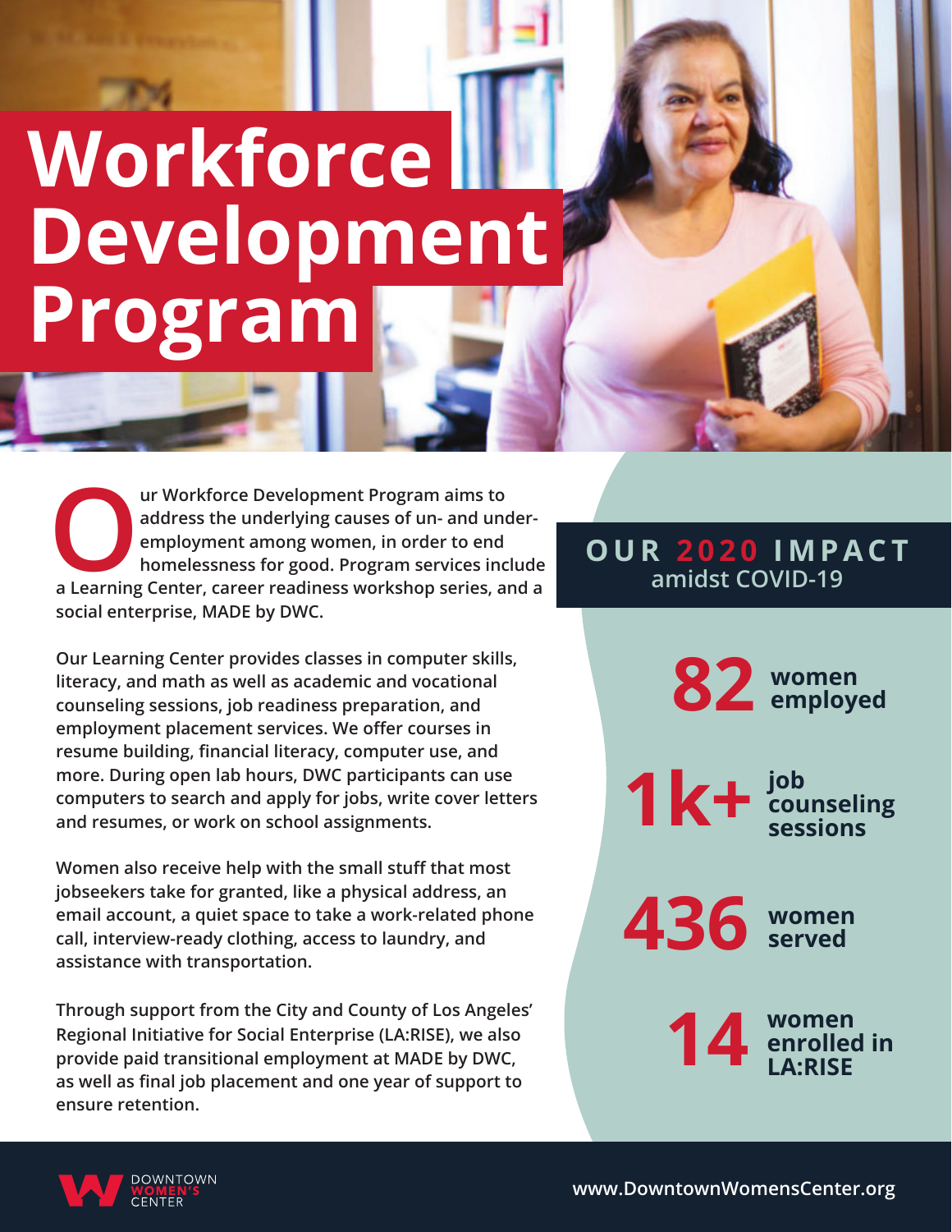# Workforce Development Program

Our Workforce Development Program aims to address the underlying causes of un- and under-employment among women, in order to end homelessness for good. Program services include a Learning Center, career readiness workshop series, and a social enterprise, MADE by DWC.

Our Learning Center provides classes in computer skills, literacy, and math as well as academic and vocational counseling sessions, job readiness preparation, and employment placement services. We offer courses in resume building, financial literacy, computer use, and more. During open lab hours, DWC participants can use computers to search and apply for jobs, write cover letters and resumes, or work on school assignments.

Women also receive help with the small stuff that most jobseekers take for granted, like a physical address, an email account, a quiet space to take a work-related phone call, interview-ready clothing, access to laundry, and assistance with transportation.

Through support from the City and County of Los Angeles' Regional Initiative for Social Enterprise (LA:RISE), we also provide paid transitional employment at MADE by DWC, as well as final job placement and one year of support to ensure retention.

## OUR 2020 IMPACT amidst COVID-19

**82** women employed

**1k+** job counseling sessions

**436** women served

**14** women enrolled in LA:RISE

DOWNTOWN WOMEN'S CENTER

www.DowntownWomensCenter.org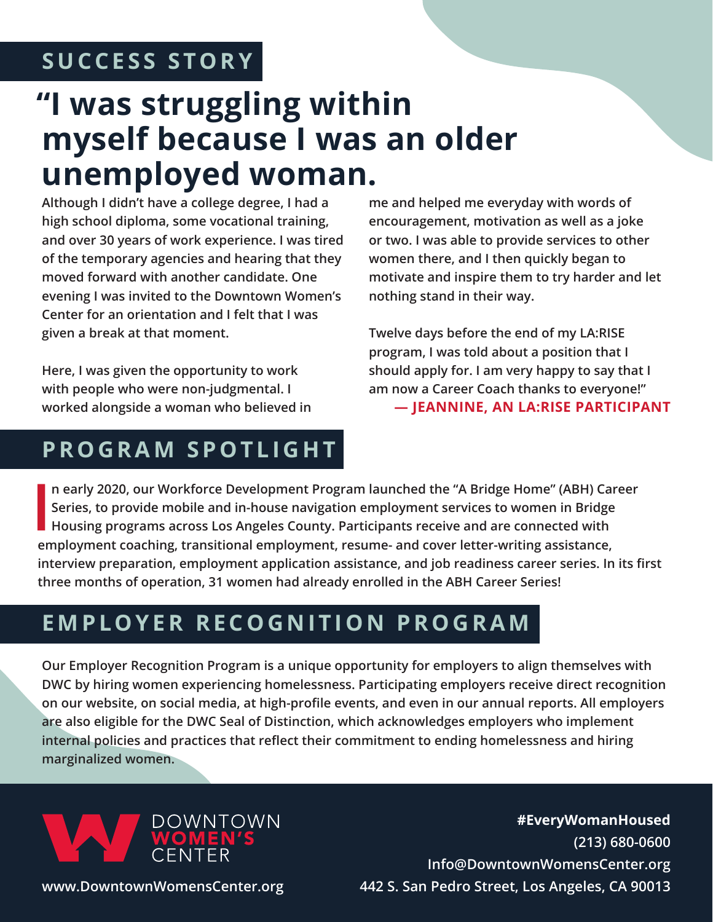## SUCCESS STORY

# "I was struggling within myself because I was an older unemployed woman.

Although I didn't have a college degree, I had a high school diploma, some vocational training, and over 30 years of work experience. I was tired of the temporary agencies and hearing that they moved forward with another candidate. One evening I was invited to the Downtown Women's Center for an orientation and I felt that I was given a break at that moment.

Here, I was given the opportunity to work with people who were non-judgmental. I worked alongside a woman who believed in me and helped me everyday with words of encouragement, motivation as well as a joke or two. I was able to provide services to other women there, and I then quickly began to motivate and inspire them to try harder and let nothing stand in their way.

Twelve days before the end of my LA:RISE program, I was told about a position that I should apply for. I am very happy to say that I am now a Career Coach thanks to everyone!"

**— JEANNINE, AN LA:RISE PARTICIPANT**

## PROGRAM SPOTLIGHT

In early 2020, our Workforce Development Program launched the "A Bridge Home" (ABH) Career Series, to provide mobile and in-house navigation employment services to women in Bridge Housing programs across Los Angeles County. Participants receive and are connected with employment coaching, transitional employment, resume- and cover letter-writing assistance, interview preparation, employment application assistance, and job readiness career series. In its first three months of operation, 31 women had already enrolled in the ABH Career Series!

## EMPLOYER RECOGNITION PROGRAM

Our Employer Recognition Program is a unique opportunity for employers to align themselves with DWC by hiring women experiencing homelessness. Participating employers receive direct recognition on our website, on social media, at high-profile events, and even in our annual reports. All employers are also eligible for the DWC Seal of Distinction, which acknowledges employers who implement internal policies and practices that reflect their commitment to ending homelessness and hiring marginalized women.

DOWNTOWN WOMEN'S CENTER

www.DowntownWomensCenter.org

**#EveryWomanHoused**
(213) 680-0600
Info@DowntownWomensCenter.org
442 S. San Pedro Street, Los Angeles, CA 90013